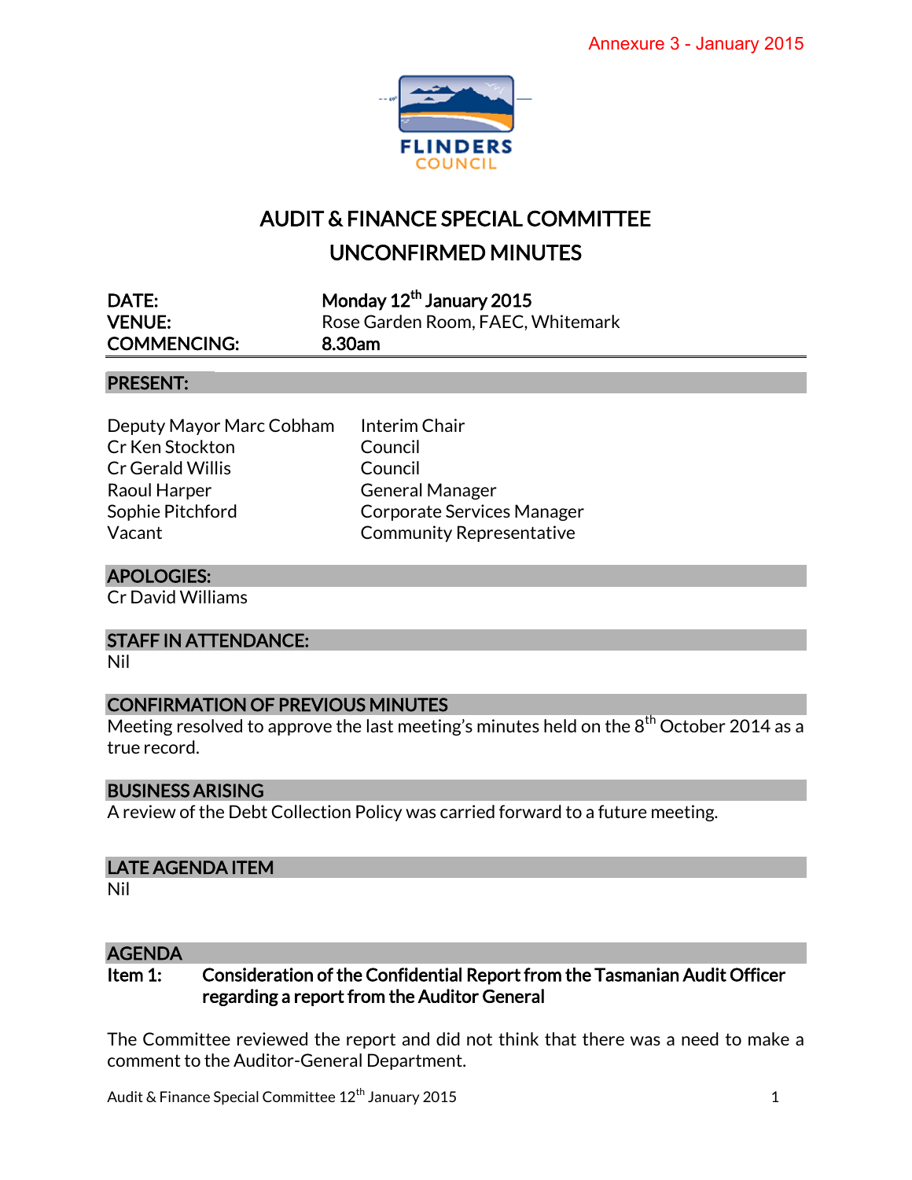Annexure 3 - January 2015

FLINDERS COUNCIL

# AUDIT & FINANCE SPECIAL COMMITTEE
# UNCONFIRMED MINUTES

| | |
|---|---|
| **DATE:** | **Monday 12th January 2015** |
| **VENUE:** | Rose Garden Room, FAEC, Whitemark |
| **COMMENCING:** | **8.30am** |

## PRESENT:

| | |
|---|---|
| Deputy Mayor Marc Cobham | Interim Chair |
| Cr Ken Stockton | Council |
| Cr Gerald Willis | Council |
| Raoul Harper | General Manager |
| Sophie Pitchford | Corporate Services Manager |
| Vacant | Community Representative |

## APOLOGIES:

Cr David Williams

## STAFF IN ATTENDANCE:

Nil

## CONFIRMATION OF PREVIOUS MINUTES

Meeting resolved to approve the last meeting's minutes held on the 8th October 2014 as a true record.

## BUSINESS ARISING

A review of the Debt Collection Policy was carried forward to a future meeting.

## LATE AGENDA ITEM

Nil

## AGENDA

**Item 1: Consideration of the Confidential Report from the Tasmanian Audit Officer regarding a report from the Auditor General**

The Committee reviewed the report and did not think that there was a need to make a comment to the Auditor-General Department.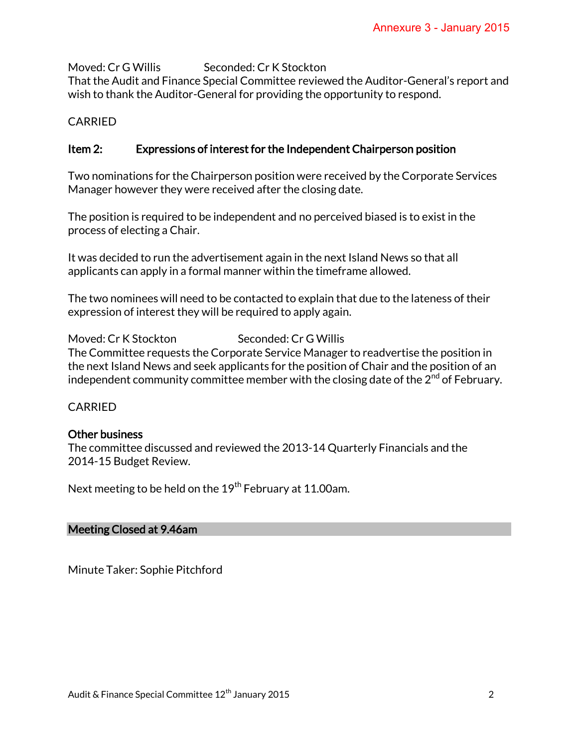Moved: Cr G Willis Seconded: Cr K Stockton
That the Audit and Finance Special Committee reviewed the Auditor-General's report and wish to thank the Auditor-General for providing the opportunity to respond.

CARRIED

**Item 2: Expressions of interest for the Independent Chairperson position**

Two nominations for the Chairperson position were received by the Corporate Services Manager however they were received after the closing date.

The position is required to be independent and no perceived biased is to exist in the process of electing a Chair.

It was decided to run the advertisement again in the next Island News so that all applicants can apply in a formal manner within the timeframe allowed.

The two nominees will need to be contacted to explain that due to the lateness of their expression of interest they will be required to apply again.

Moved: Cr K Stockton Seconded: Cr G Willis
The Committee requests the Corporate Service Manager to readvertise the position in the next Island News and seek applicants for the position of Chair and the position of an independent community committee member with the closing date of the 2nd of February.

CARRIED

**Other business**
The committee discussed and reviewed the 2013-14 Quarterly Financials and the 2014-15 Budget Review.

Next meeting to be held on the 19th February at 11.00am.

**Meeting Closed at 9.46am**

Minute Taker: Sophie Pitchford